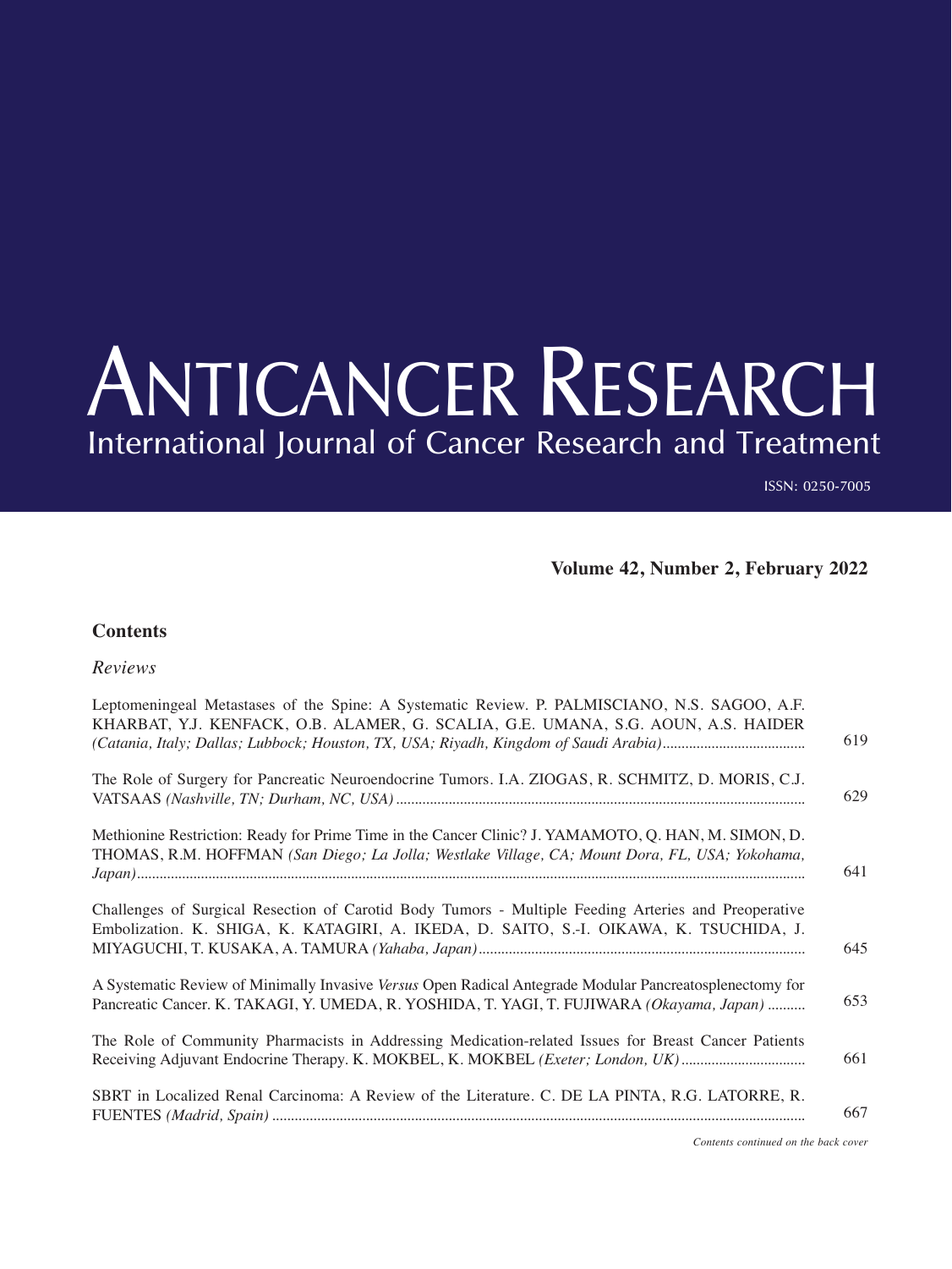# ANTICANCER RESEARCH

International Journal of Cancer Research and Treatment

ISSN: 0250-7005

**Volume 42, Number 2, February 2022**

## Contents

*Reviews*

Leptomeningeal Metastases of the Spine: A Systematic Review. P. PALMISCIANO, N.S. SAGOO, A.F. KHARBAT, Y.J. KENFACK, O.B. ALAMER, G. SCALIA, G.E. UMANA, S.G. AOUN, A.S. HAIDER *(Catania, Italy; Dallas; Lubbock; Houston, TX, USA; Riyadh, Kingdom of Saudi Arabia)* ........ 619

The Role of Surgery for Pancreatic Neuroendocrine Tumors. I.A. ZIOGAS, R. SCHMITZ, D. MORIS, C.J. VATSAAS *(Nashville, TN; Durham, NC, USA)* ........ 629

Methionine Restriction: Ready for Prime Time in the Cancer Clinic? J. YAMAMOTO, Q. HAN, M. SIMON, D. THOMAS, R.M. HOFFMAN *(San Diego; La Jolla; Westlake Village, CA; Mount Dora, FL, USA; Yokohama, Japan)* ........ 641

Challenges of Surgical Resection of Carotid Body Tumors - Multiple Feeding Arteries and Preoperative Embolization. K. SHIGA, K. KATAGIRI, A. IKEDA, D. SAITO, S.-I. OIKAWA, K. TSUCHIDA, J. MIYAGUCHI, T. KUSAKA, A. TAMURA *(Yahaba, Japan)* ........ 645

A Systematic Review of Minimally Invasive *Versus* Open Radical Antegrade Modular Pancreatosplenectomy for Pancreatic Cancer. K. TAKAGI, Y. UMEDA, R. YOSHIDA, T. YAGI, T. FUJIWARA *(Okayama, Japan)* ........ 653

The Role of Community Pharmacists in Addressing Medication-related Issues for Breast Cancer Patients Receiving Adjuvant Endocrine Therapy. K. MOKBEL, K. MOKBEL *(Exeter; London, UK)* ........ 661

SBRT in Localized Renal Carcinoma: A Review of the Literature. C. DE LA PINTA, R.G. LATORRE, R. FUENTES *(Madrid, Spain)* ........ 667

*Contents continued on the back cover*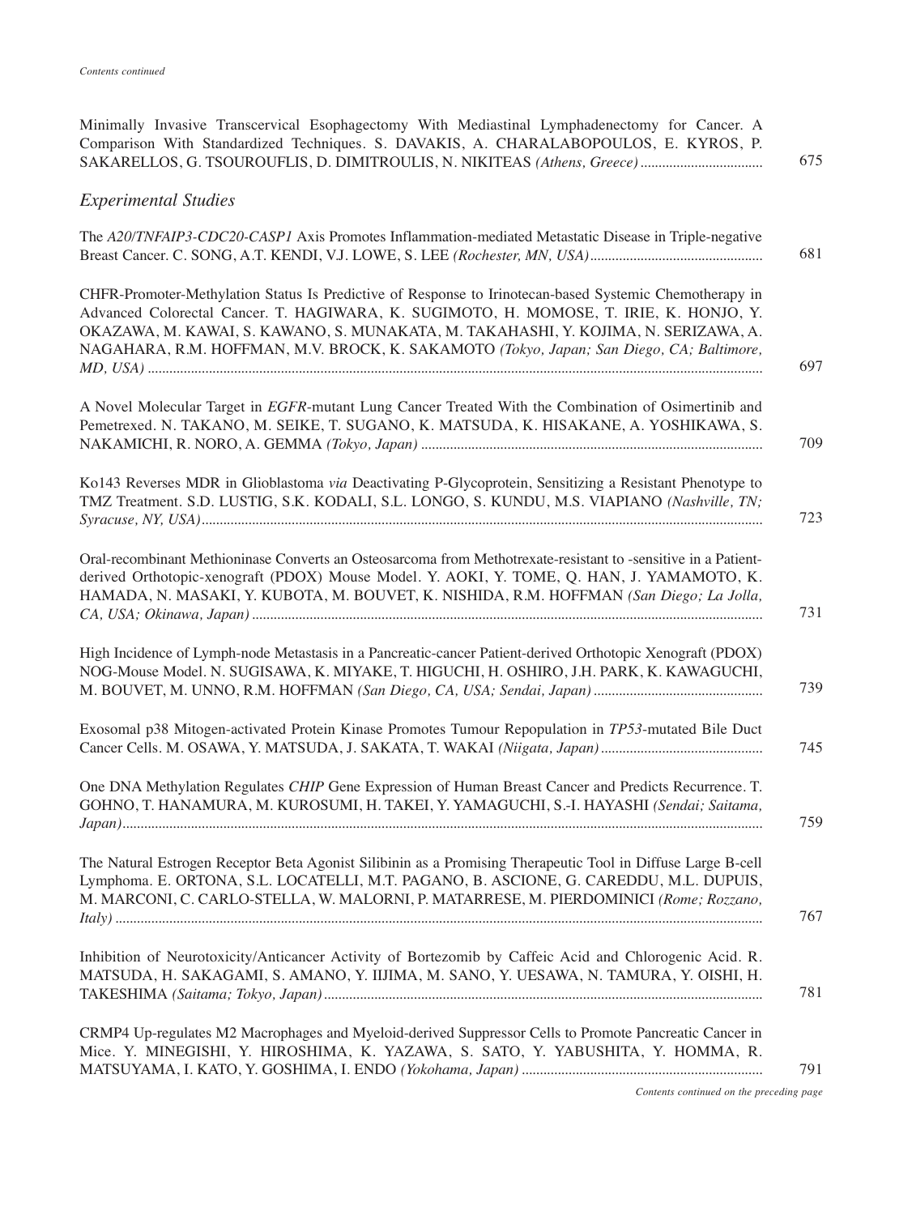*Contents continued*

Minimally Invasive Transcervical Esophagectomy With Mediastinal Lymphadenectomy for Cancer. A Comparison With Standardized Techniques. S. DAVAKIS, A. CHARALABOPOULOS, E. KYROS, P. SAKARELLOS, G. TSOUROUFLIS, D. DIMITROULIS, N. NIKITEAS *(Athens, Greece)* ... 675

## *Experimental Studies*

The *A20/TNFAIP3-CDC20-CASP1* Axis Promotes Inflammation-mediated Metastatic Disease in Triple-negative Breast Cancer. C. SONG, A.T. KENDI, V.J. LOWE, S. LEE *(Rochester, MN, USA)* ... 681

CHFR-Promoter-Methylation Status Is Predictive of Response to Irinotecan-based Systemic Chemotherapy in Advanced Colorectal Cancer. T. HAGIWARA, K. SUGIMOTO, H. MOMOSE, T. IRIE, K. HONJO, Y. OKAZAWA, M. KAWAI, S. KAWANO, S. MUNAKATA, M. TAKAHASHI, Y. KOJIMA, N. SERIZAWA, A. NAGAHARA, R.M. HOFFMAN, M.V. BROCK, K. SAKAMOTO *(Tokyo, Japan; San Diego, CA; Baltimore, MD, USA)* ... 697

A Novel Molecular Target in *EGFR*-mutant Lung Cancer Treated With the Combination of Osimertinib and Pemetrexed. N. TAKANO, M. SEIKE, T. SUGANO, K. MATSUDA, K. HISAKANE, A. YOSHIKAWA, S. NAKAMICHI, R. NORO, A. GEMMA *(Tokyo, Japan)* ... 709

Ko143 Reverses MDR in Glioblastoma *via* Deactivating P-Glycoprotein, Sensitizing a Resistant Phenotype to TMZ Treatment. S.D. LUSTIG, S.K. KODALI, S.L. LONGO, S. KUNDU, M.S. VIAPIANO *(Nashville, TN; Syracuse, NY, USA)* ... 723

Oral-recombinant Methioninase Converts an Osteosarcoma from Methotrexate-resistant to -sensitive in a Patient-derived Orthotopic-xenograft (PDOX) Mouse Model. Y. AOKI, Y. TOME, Q. HAN, J. YAMAMOTO, K. HAMADA, N. MASAKI, Y. KUBOTA, M. BOUVET, K. NISHIDA, R.M. HOFFMAN *(San Diego; La Jolla, CA, USA; Okinawa, Japan)* ... 731

High Incidence of Lymph-node Metastasis in a Pancreatic-cancer Patient-derived Orthotopic Xenograft (PDOX) NOG-Mouse Model. N. SUGISAWA, K. MIYAKE, T. HIGUCHI, H. OSHIRO, J.H. PARK, K. KAWAGUCHI, M. BOUVET, M. UNNO, R.M. HOFFMAN *(San Diego, CA, USA; Sendai, Japan)* ... 739

Exosomal p38 Mitogen-activated Protein Kinase Promotes Tumour Repopulation in *TP53*-mutated Bile Duct Cancer Cells. M. OSAWA, Y. MATSUDA, J. SAKATA, T. WAKAI *(Niigata, Japan)* ... 745

One DNA Methylation Regulates *CHIP* Gene Expression of Human Breast Cancer and Predicts Recurrence. T. GOHNO, T. HANAMURA, M. KUROSUMI, H. TAKEI, Y. YAMAGUCHI, S.-I. HAYASHI *(Sendai; Saitama, Japan)* ... 759

The Natural Estrogen Receptor Beta Agonist Silibinin as a Promising Therapeutic Tool in Diffuse Large B-cell Lymphoma. E. ORTONA, S.L. LOCATELLI, M.T. PAGANO, B. ASCIONE, G. CAREDDU, M.L. DUPUIS, M. MARCONI, C. CARLO-STELLA, W. MALORNI, P. MATARRESE, M. PIERDOMINICI *(Rome; Rozzano, Italy)* ... 767

Inhibition of Neurotoxicity/Anticancer Activity of Bortezomib by Caffeic Acid and Chlorogenic Acid. R. MATSUDA, H. SAKAGAMI, S. AMANO, Y. IIJIMA, M. SANO, Y. UESAWA, N. TAMURA, Y. OISHI, H. TAKESHIMA *(Saitama; Tokyo, Japan)* ... 781

CRMP4 Up-regulates M2 Macrophages and Myeloid-derived Suppressor Cells to Promote Pancreatic Cancer in Mice. Y. MINEGISHI, Y. HIROSHIMA, K. YAZAWA, S. SATO, Y. YABUSHITA, Y. HOMMA, R. MATSUYAMA, I. KATO, Y. GOSHIMA, I. ENDO *(Yokohama, Japan)* ... 791

*Contents continued on the preceding page*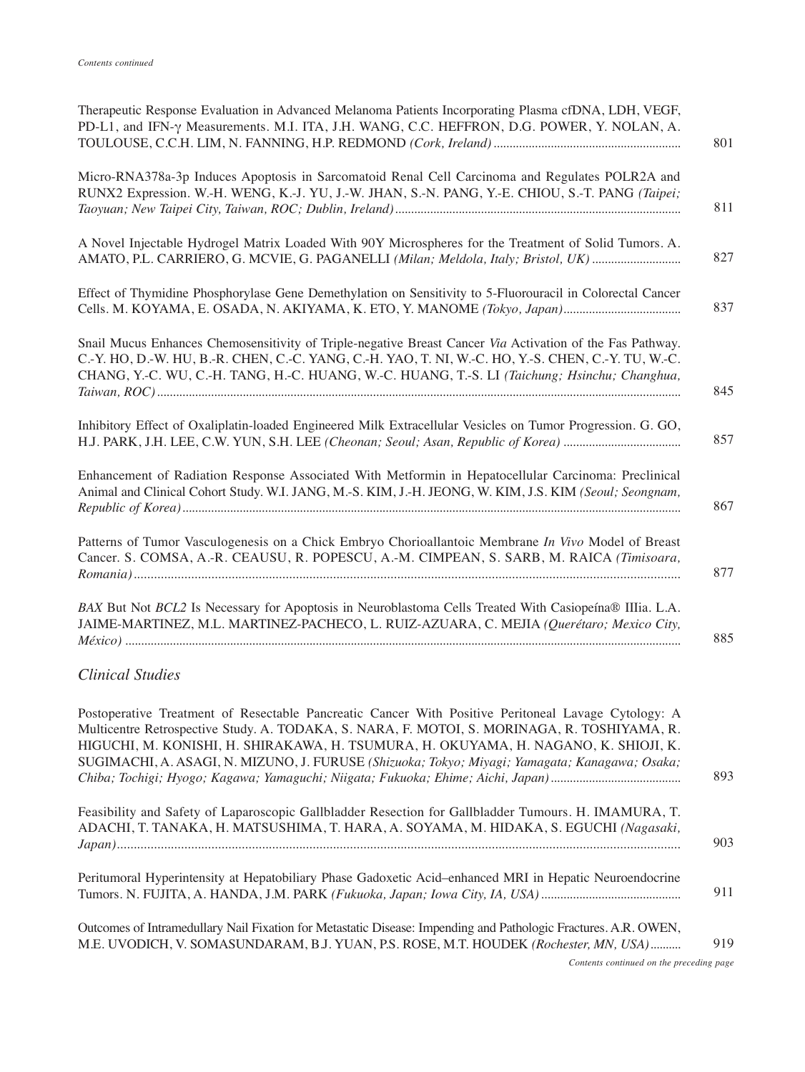*Contents continued*

Therapeutic Response Evaluation in Advanced Melanoma Patients Incorporating Plasma cfDNA, LDH, VEGF, PD-L1, and IFN-γ Measurements. M.I. ITA, J.H. WANG, C.C. HEFFRON, D.G. POWER, Y. NOLAN, A. TOULOUSE, C.C.H. LIM, N. FANNING, H.P. REDMOND *(Cork, Ireland)* .......... 801

Micro-RNA378a-3p Induces Apoptosis in Sarcomatoid Renal Cell Carcinoma and Regulates POLR2A and RUNX2 Expression. W.-H. WENG, K.-J. YU, J.-W. JHAN, S.-N. PANG, Y.-E. CHIOU, S.-T. PANG *(Taipei; Taoyuan; New Taipei City, Taiwan, ROC; Dublin, Ireland)* .......... 811

A Novel Injectable Hydrogel Matrix Loaded With 90Y Microspheres for the Treatment of Solid Tumors. A. AMATO, P.L. CARRIERO, G. MCVIE, G. PAGANELLI *(Milan; Meldola, Italy; Bristol, UK)* .......... 827

Effect of Thymidine Phosphorylase Gene Demethylation on Sensitivity to 5-Fluorouracil in Colorectal Cancer Cells. M. KOYAMA, E. OSADA, N. AKIYAMA, K. ETO, Y. MANOME *(Tokyo, Japan)* .......... 837

Snail Mucus Enhances Chemosensitivity of Triple-negative Breast Cancer *Via* Activation of the Fas Pathway. C.-Y. HO, D.-W. HU, B.-R. CHEN, C.-C. YANG, C.-H. YAO, T. NI, W.-C. HO, Y.-S. CHEN, C.-Y. TU, W.-C. CHANG, Y.-C. WU, C.-H. TANG, H.-C. HUANG, W.-C. HUANG, T.-S. LI *(Taichung; Hsinchu; Changhua, Taiwan, ROC)* .......... 845

Inhibitory Effect of Oxaliplatin-loaded Engineered Milk Extracellular Vesicles on Tumor Progression. G. GO, H.J. PARK, J.H. LEE, C.W. YUN, S.H. LEE *(Cheonan; Seoul; Asan, Republic of Korea)* .......... 857

Enhancement of Radiation Response Associated With Metformin in Hepatocellular Carcinoma: Preclinical Animal and Clinical Cohort Study. W.I. JANG, M.-S. KIM, J.-H. JEONG, W. KIM, J.S. KIM *(Seoul; Seongnam, Republic of Korea)* .......... 867

Patterns of Tumor Vasculogenesis on a Chick Embryo Chorioallantoic Membrane *In Vivo* Model of Breast Cancer. S. COMSA, A.-R. CEAUSU, R. POPESCU, A.-M. CIMPEAN, S. SARB, M. RAICA *(Timisoara, Romania)* .......... 877

*BAX* But Not *BCL2* Is Necessary for Apoptosis in Neuroblastoma Cells Treated With Casiopeína® IIIia. L.A. JAIME-MARTINEZ, M.L. MARTINEZ-PACHECO, L. RUIZ-AZUARA, C. MEJIA *(Querétaro; Mexico City, México)* .......... 885

## *Clinical Studies*

Postoperative Treatment of Resectable Pancreatic Cancer With Positive Peritoneal Lavage Cytology: A Multicentre Retrospective Study. A. TODAKA, S. NARA, F. MOTOI, S. MORINAGA, R. TOSHIYAMA, R. HIGUCHI, M. KONISHI, H. SHIRAKAWA, H. TSUMURA, H. OKUYAMA, H. NAGANO, K. SHIOJI, K. SUGIMACHI, A. ASAGI, N. MIZUNO, J. FURUSE *(Shizuoka; Tokyo; Miyagi; Yamagata; Kanagawa; Osaka; Chiba; Tochigi; Hyogo; Kagawa; Yamaguchi; Niigata; Fukuoka; Ehime; Aichi, Japan)* .......... 893

Feasibility and Safety of Laparoscopic Gallbladder Resection for Gallbladder Tumours. H. IMAMURA, T. ADACHI, T. TANAKA, H. MATSUSHIMA, T. HARA, A. SOYAMA, M. HIDAKA, S. EGUCHI *(Nagasaki, Japan)* .......... 903

Peritumoral Hyperintensity at Hepatobiliary Phase Gadoxetic Acid–enhanced MRI in Hepatic Neuroendocrine Tumors. N. FUJITA, A. HANDA, J.M. PARK *(Fukuoka, Japan; Iowa City, IA, USA)* .......... 911

Outcomes of Intramedullary Nail Fixation for Metastatic Disease: Impending and Pathologic Fractures. A.R. OWEN, M.E. UVODICH, V. SOMASUNDARAM, B.J. YUAN, P.S. ROSE, M.T. HOUDEK *(Rochester, MN, USA)* .......... 919

*Contents continued on the preceding page*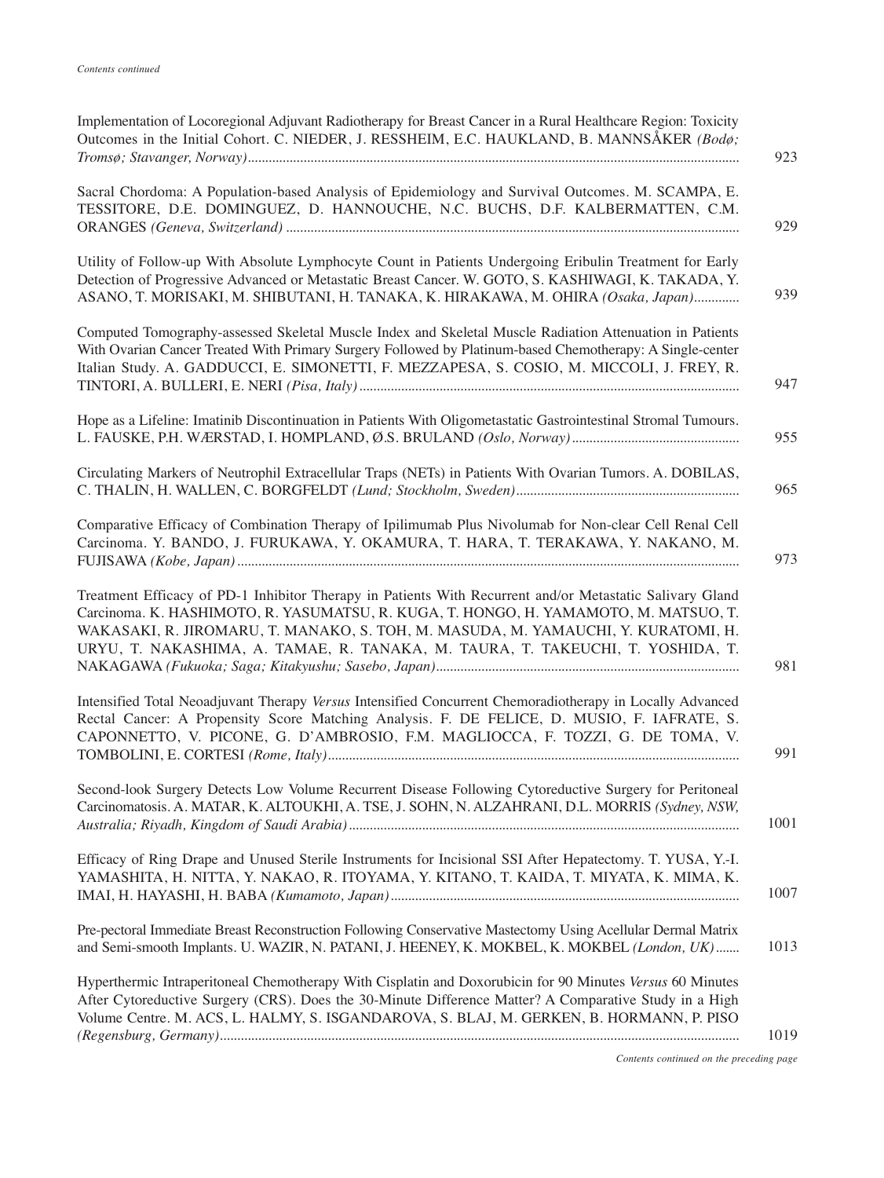*Contents continued*

Implementation of Locoregional Adjuvant Radiotherapy for Breast Cancer in a Rural Healthcare Region: Toxicity Outcomes in the Initial Cohort. C. NIEDER, J. RESSHEIM, E.C. HAUKLAND, B. MANNSÅKER *(Bodø; Tromsø; Stavanger, Norway)* ........ 923

Sacral Chordoma: A Population-based Analysis of Epidemiology and Survival Outcomes. M. SCAMPA, E. TESSITORE, D.E. DOMINGUEZ, D. HANNOUCHE, N.C. BUCHS, D.F. KALBERMATTEN, C.M. ORANGES *(Geneva, Switzerland)* ........ 929

Utility of Follow-up With Absolute Lymphocyte Count in Patients Undergoing Eribulin Treatment for Early Detection of Progressive Advanced or Metastatic Breast Cancer. W. GOTO, S. KASHIWAGI, K. TAKADA, Y. ASANO, T. MORISAKI, M. SHIBUTANI, H. TANAKA, K. HIRAKAWA, M. OHIRA *(Osaka, Japan)* ........ 939

Computed Tomography-assessed Skeletal Muscle Index and Skeletal Muscle Radiation Attenuation in Patients With Ovarian Cancer Treated With Primary Surgery Followed by Platinum-based Chemotherapy: A Single-center Italian Study. A. GADDUCCI, E. SIMONETTI, F. MEZZAPESA, S. COSIO, M. MICCOLI, J. FREY, R. TINTORI, A. BULLERI, E. NERI *(Pisa, Italy)* ........ 947

Hope as a Lifeline: Imatinib Discontinuation in Patients With Oligometastatic Gastrointestinal Stromal Tumours. L. FAUSKE, P.H. WÆRSTAD, I. HOMPLAND, Ø.S. BRULAND *(Oslo, Norway)* ........ 955

Circulating Markers of Neutrophil Extracellular Traps (NETs) in Patients With Ovarian Tumors. A. DOBILAS, C. THALIN, H. WALLEN, C. BORGFELDT *(Lund; Stockholm, Sweden)* ........ 965

Comparative Efficacy of Combination Therapy of Ipilimumab Plus Nivolumab for Non-clear Cell Renal Cell Carcinoma. Y. BANDO, J. FURUKAWA, Y. OKAMURA, T. HARA, T. TERAKAWA, Y. NAKANO, M. FUJISAWA *(Kobe, Japan)* ........ 973

Treatment Efficacy of PD-1 Inhibitor Therapy in Patients With Recurrent and/or Metastatic Salivary Gland Carcinoma. K. HASHIMOTO, R. YASUMATSU, R. KUGA, T. HONGO, H. YAMAMOTO, M. MATSUO, T. WAKASAKI, R. JIROMARU, T. MANAKO, S. TOH, M. MASUDA, M. YAMAUCHI, Y. KURATOMI, H. URYU, T. NAKASHIMA, A. TAMAE, R. TANAKA, M. TAURA, T. TAKEUCHI, T. YOSHIDA, T. NAKAGAWA *(Fukuoka; Saga; Kitakyushu; Sasebo, Japan)* ........ 981

Intensified Total Neoadjuvant Therapy *Versus* Intensified Concurrent Chemoradiotherapy in Locally Advanced Rectal Cancer: A Propensity Score Matching Analysis. F. DE FELICE, D. MUSIO, F. IAFRATE, S. CAPONNETTO, V. PICONE, G. D'AMBROSIO, F.M. MAGLIOCCA, F. TOZZI, G. DE TOMA, V. TOMBOLINI, E. CORTESI *(Rome, Italy)* ........ 991

Second-look Surgery Detects Low Volume Recurrent Disease Following Cytoreductive Surgery for Peritoneal Carcinomatosis. A. MATAR, K. ALTOUKHI, A. TSE, J. SOHN, N. ALZAHRANI, D.L. MORRIS *(Sydney, NSW, Australia; Riyadh, Kingdom of Saudi Arabia)* ........ 1001

Efficacy of Ring Drape and Unused Sterile Instruments for Incisional SSI After Hepatectomy. T. YUSA, Y.-I. YAMASHITA, H. NITTA, Y. NAKAO, R. ITOYAMA, Y. KITANO, T. KAIDA, T. MIYATA, K. MIMA, K. IMAI, H. HAYASHI, H. BABA *(Kumamoto, Japan)* ........ 1007

Pre-pectoral Immediate Breast Reconstruction Following Conservative Mastectomy Using Acellular Dermal Matrix and Semi-smooth Implants. U. WAZIR, N. PATANI, J. HEENEY, K. MOKBEL, K. MOKBEL *(London, UK)* ........ 1013

Hyperthermic Intraperitoneal Chemotherapy With Cisplatin and Doxorubicin for 90 Minutes *Versus* 60 Minutes After Cytoreductive Surgery (CRS). Does the 30-Minute Difference Matter? A Comparative Study in a High Volume Centre. M. ACS, L. HALMY, S. ISGANDAROVA, S. BLAJ, M. GERKEN, B. HORMANN, P. PISO *(Regensburg, Germany)* ........ 1019

*Contents continued on the preceding page*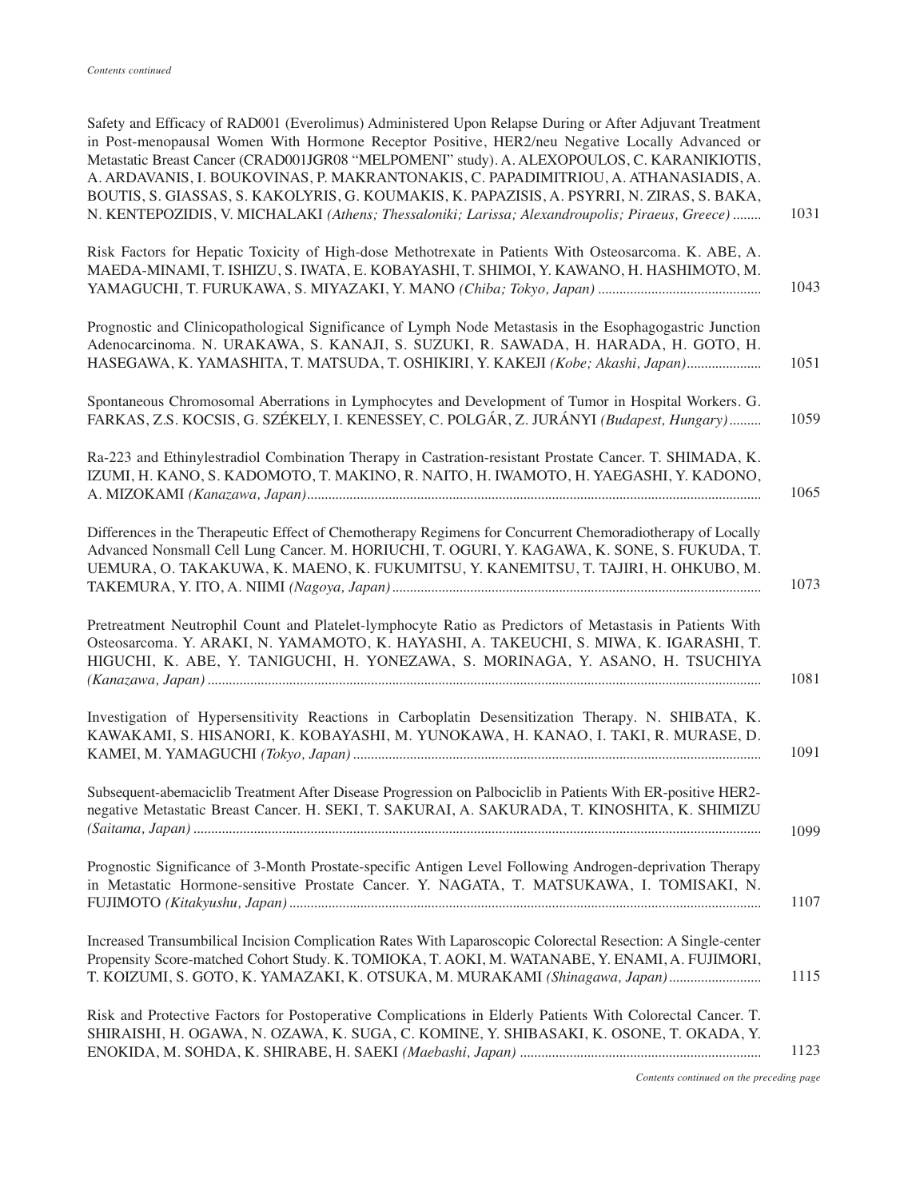*Contents continued*

Safety and Efficacy of RAD001 (Everolimus) Administered Upon Relapse During or After Adjuvant Treatment in Post-menopausal Women With Hormone Receptor Positive, HER2/neu Negative Locally Advanced or Metastatic Breast Cancer (CRAD001JGR08 "MELPOMENI" study). A. ALEXOPOULOS, C. KARANIKIOTIS, A. ARDAVANIS, I. BOUKOVINAS, P. MAKRANTONAKIS, C. PAPADIMITRIOU, A. ATHANASIADIS, A. BOUTIS, S. GIASSAS, S. KAKOLYRIS, G. KOUMAKIS, K. PAPAZISIS, A. PSYRRI, N. ZIRAS, S. BAKA, N. KENTEPOZIDIS, V. MICHALAKI *(Athens; Thessaloniki; Larissa; Alexandroupolis; Piraeus, Greece)* ........ 1031

Risk Factors for Hepatic Toxicity of High-dose Methotrexate in Patients With Osteosarcoma. K. ABE, A. MAEDA-MINAMI, T. ISHIZU, S. IWATA, E. KOBAYASHI, T. SHIMOI, Y. KAWANO, H. HASHIMOTO, M. YAMAGUCHI, T. FURUKAWA, S. MIYAZAKI, Y. MANO *(Chiba; Tokyo, Japan)* ............................................. 1043

Prognostic and Clinicopathological Significance of Lymph Node Metastasis in the Esophagogastric Junction Adenocarcinoma. N. URAKAWA, S. KANAJI, S. SUZUKI, R. SAWADA, H. HARADA, H. GOTO, H. HASEGAWA, K. YAMASHITA, T. MATSUDA, T. OSHIKIRI, Y. KAKEJI *(Kobe; Akashi, Japan)*..................... 1051

Spontaneous Chromosomal Aberrations in Lymphocytes and Development of Tumor in Hospital Workers. G. FARKAS, Z.S. KOCSIS, G. SZÉKELY, I. KENESSEY, C. POLGÁR, Z. JURÁNYI *(Budapest, Hungary)*......... 1059

Ra-223 and Ethinylestradiol Combination Therapy in Castration-resistant Prostate Cancer. T. SHIMADA, K. IZUMI, H. KANO, S. KADOMOTO, T. MAKINO, R. NAITO, H. IWAMOTO, H. YAEGASHI, Y. KADONO, A. MIZOKAMI *(Kanazawa, Japan)*.............................................................................................................. 1065

Differences in the Therapeutic Effect of Chemotherapy Regimens for Concurrent Chemoradiotherapy of Locally Advanced Nonsmall Cell Lung Cancer. M. HORIUCHI, T. OGURI, Y. KAGAWA, K. SONE, S. FUKUDA, T. UEMURA, O. TAKAKUWA, K. MAENO, K. FUKUMITSU, Y. KANEMITSU, T. TAJIRI, H. OHKUBO, M. TAKEMURA, Y. ITO, A. NIIMI *(Nagoya, Japan)*....................................................................................................... 1073

Pretreatment Neutrophil Count and Platelet-lymphocyte Ratio as Predictors of Metastasis in Patients With Osteosarcoma. Y. ARAKI, N. YAMAMOTO, K. HAYASHI, A. TAKEUCHI, S. MIWA, K. IGARASHI, T. HIGUCHI, K. ABE, Y. TANIGUCHI, H. YONEZAWA, S. MORINAGA, Y. ASANO, H. TSUCHIYA *(Kanazawa, Japan)*.......................................................................................................................................... 1081

Investigation of Hypersensitivity Reactions in Carboplatin Desensitization Therapy. N. SHIBATA, K. KAWAKAMI, S. HISANORI, K. KOBAYASHI, M. YUNOKAWA, H. KANAO, I. TAKI, R. MURASE, D. KAMEI, M. YAMAGUCHI *(Tokyo, Japan)*.................................................................................................. 1091

Subsequent-abemaciclib Treatment After Disease Progression on Palbociclib in Patients With ER-positive HER2-negative Metastatic Breast Cancer. H. SEKI, T. SAKURAI, A. SAKURADA, T. KINOSHITA, K. SHIMIZU *(Saitama, Japan)*............................................................................................................................................. 1099

Prognostic Significance of 3-Month Prostate-specific Antigen Level Following Androgen-deprivation Therapy in Metastatic Hormone-sensitive Prostate Cancer. Y. NAGATA, T. MATSUKAWA, I. TOMISAKI, N. FUJIMOTO *(Kitakyushu, Japan)*.................................................................................................................... 1107

Increased Transumbilical Incision Complication Rates With Laparoscopic Colorectal Resection: A Single-center Propensity Score-matched Cohort Study. K. TOMIOKA, T. AOKI, M. WATANABE, Y. ENAMI, A. FUJIMORI, T. KOIZUMI, S. GOTO, K. YAMAZAKI, K. OTSUKA, M. MURAKAMI *(Shinagawa, Japan)*......................... 1115

Risk and Protective Factors for Postoperative Complications in Elderly Patients With Colorectal Cancer. T. SHIRAISHI, H. OGAWA, N. OZAWA, K. SUGA, C. KOMINE, Y. SHIBASAKI, K. OSONE, T. OKADA, Y. ENOKIDA, M. SOHDA, K. SHIRABE, H. SAEKI *(Maebashi, Japan)*................................................................... 1123

*Contents continued on the preceding page*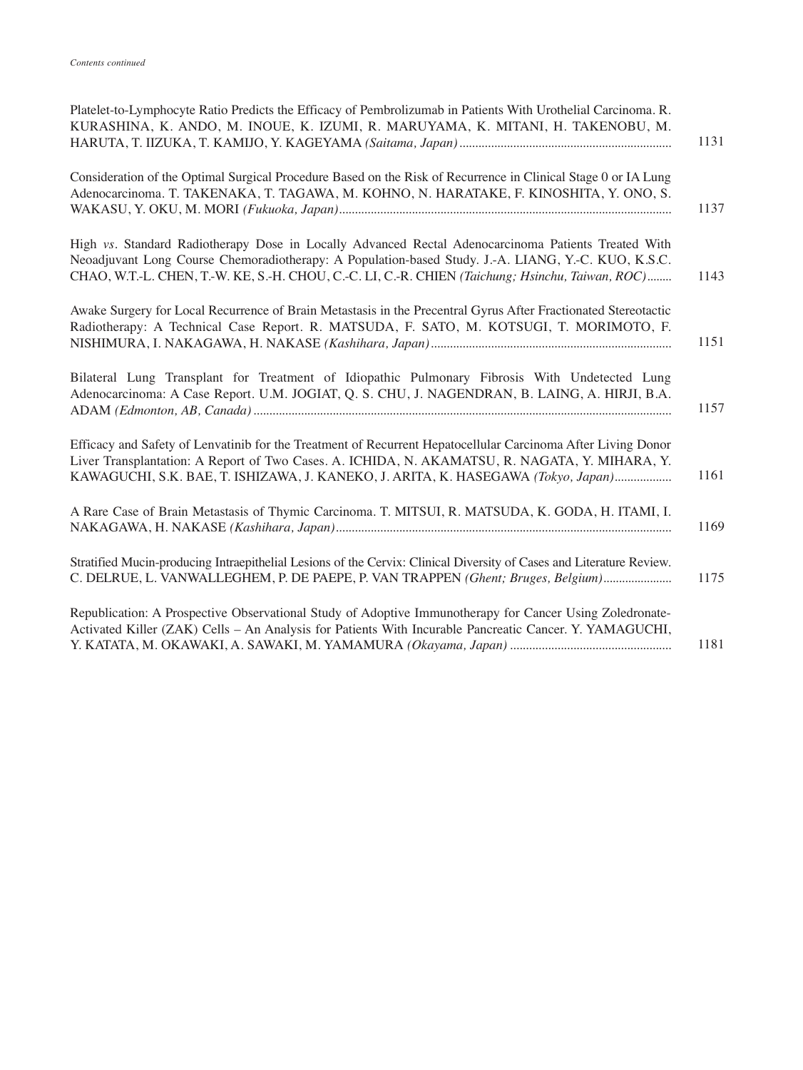*Contents continued*

Platelet-to-Lymphocyte Ratio Predicts the Efficacy of Pembrolizumab in Patients With Urothelial Carcinoma. R. KURASHINA, K. ANDO, M. INOUE, K. IZUMI, R. MARUYAMA, K. MITANI, H. TAKENOBU, M. HARUTA, T. IIZUKA, T. KAMIJO, Y. KAGEYAMA *(Saitama, Japan)* .................................................................. 1131

Consideration of the Optimal Surgical Procedure Based on the Risk of Recurrence in Clinical Stage 0 or IA Lung Adenocarcinoma. T. TAKENAKA, T. TAGAWA, M. KOHNO, N. HARATAKE, F. KINOSHITA, Y. ONO, S. WAKASU, Y. OKU, M. MORI *(Fukuoka, Japan)* .................................................................................................... 1137

High *vs*. Standard Radiotherapy Dose in Locally Advanced Rectal Adenocarcinoma Patients Treated With Neoadjuvant Long Course Chemoradiotherapy: A Population-based Study. J.-A. LIANG, Y.-C. KUO, K.S.C. CHAO, W.T.-L. CHEN, T.-W. KE, S.-H. CHOU, C.-C. LI, C.-R. CHIEN *(Taichung; Hsinchu, Taiwan, ROC)* ........ 1143

Awake Surgery for Local Recurrence of Brain Metastasis in the Precentral Gyrus After Fractionated Stereotactic Radiotherapy: A Technical Case Report. R. MATSUDA, F. SATO, M. KOTSUGI, T. MORIMOTO, F. NISHIMURA, I. NAKAGAWA, H. NAKASE *(Kashihara, Japan)* ........................................................................... 1151

Bilateral Lung Transplant for Treatment of Idiopathic Pulmonary Fibrosis With Undetected Lung Adenocarcinoma: A Case Report. U.M. JOGIAT, Q. S. CHU, J. NAGENDRAN, B. LAING, A. HIRJI, B.A. ADAM *(Edmonton, AB, Canada)* .................................................................................................................... 1157

Efficacy and Safety of Lenvatinib for the Treatment of Recurrent Hepatocellular Carcinoma After Living Donor Liver Transplantation: A Report of Two Cases. A. ICHIDA, N. AKAMATSU, R. NAGATA, Y. MIHARA, Y. KAWAGUCHI, S.K. BAE, T. ISHIZAWA, J. KANEKO, J. ARITA, K. HASEGAWA *(Tokyo, Japan)* .................. 1161

A Rare Case of Brain Metastasis of Thymic Carcinoma. T. MITSUI, R. MATSUDA, K. GODA, H. ITAMI, I. NAKAGAWA, H. NAKASE *(Kashihara, Japan)* ......................................................................................................... 1169

Stratified Mucin-producing Intraepithelial Lesions of the Cervix: Clinical Diversity of Cases and Literature Review. C. DELRUE, L. VANWALLEGHEM, P. DE PAEPE, P. VAN TRAPPEN *(Ghent; Bruges, Belgium)* ...................... 1175

Republication: A Prospective Observational Study of Adoptive Immunotherapy for Cancer Using Zoledronate-Activated Killer (ZAK) Cells – An Analysis for Patients With Incurable Pancreatic Cancer. Y. YAMAGUCHI, Y. KATATA, M. OKAWAKI, A. SAWAKI, M. YAMAMURA *(Okayama, Japan)* .................................................. 1181